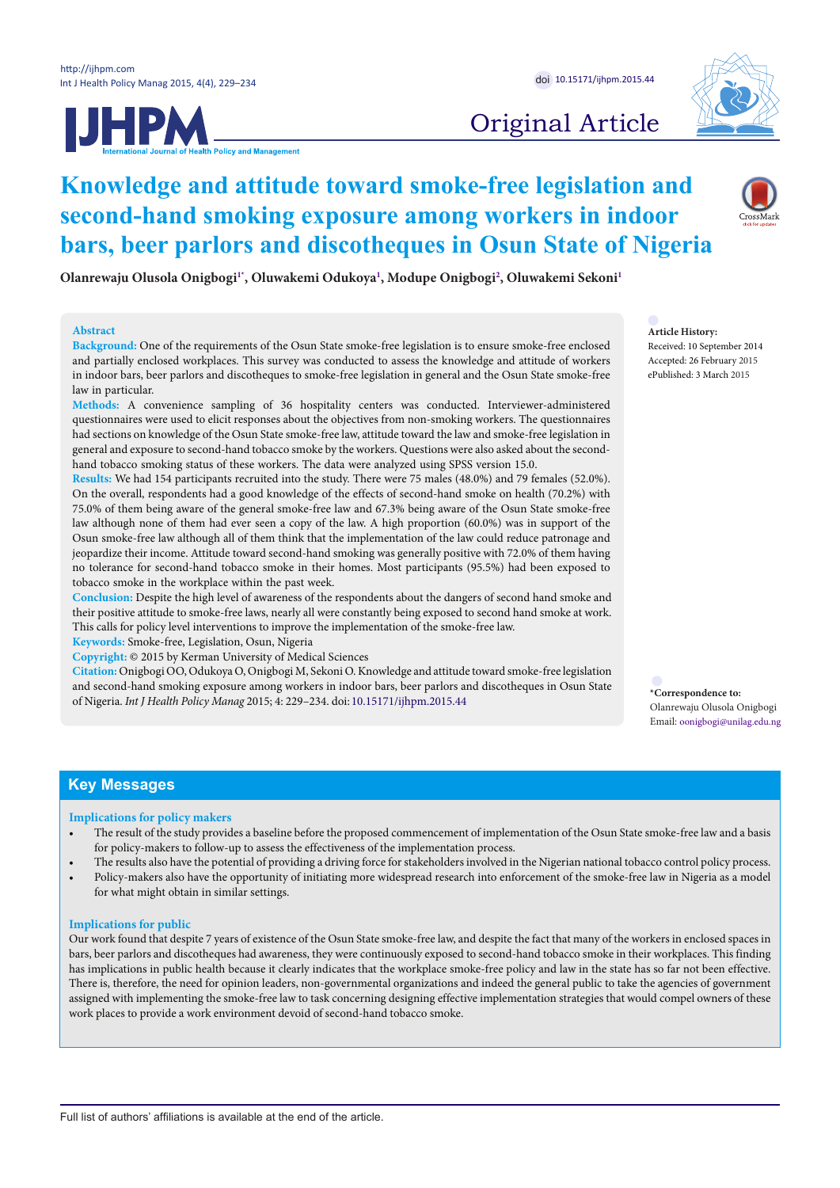Original Article

# Knowledge and attitude toward smoke-free legislation and second-hand smoking exposure among workers in indoor bars, beer parlors and discotheques in Osun State of Nigeria

**Olanrewaju Olusola Onigbogi[1*], Oluwakemi Odukoya[1], Modupe Onigbogi[2], Oluwakemi Sekoni[1]**

## Abstract

**Background:** One of the requirements of the Osun State smoke-free legislation is to ensure smoke-free enclosed and partially enclosed workplaces. This survey was conducted to assess the knowledge and attitude of workers in indoor bars, beer parlors and discotheques to smoke-free legislation in general and the Osun State smoke-free law in particular.

**Methods:** A convenience sampling of 36 hospitality centers was conducted. Interviewer-administered questionnaires were used to elicit responses about the objectives from non-smoking workers. The questionnaires had sections on knowledge of the Osun State smoke-free law, attitude toward the law and smoke-free legislation in general and exposure to second-hand tobacco smoke by the workers. Questions were also asked about the second-hand tobacco smoking status of these workers. The data were analyzed using SPSS version 15.0.

**Results:** We had 154 participants recruited into the study. There were 75 males (48.0%) and 79 females (52.0%). On the overall, respondents had a good knowledge of the effects of second-hand smoke on health (70.2%) with 75.0% of them being aware of the general smoke-free law and 67.3% being aware of the Osun State smoke-free law although none of them had ever seen a copy of the law. A high proportion (60.0%) was in support of the Osun smoke-free law although all of them think that the implementation of the law could reduce patronage and jeopardize their income. Attitude toward second-hand smoking was generally positive with 72.0% of them having no tolerance for second-hand tobacco smoke in their homes. Most participants (95.5%) had been exposed to tobacco smoke in the workplace within the past week.

**Conclusion:** Despite the high level of awareness of the respondents about the dangers of second hand smoke and their positive attitude to smoke-free laws, nearly all were constantly being exposed to second hand smoke at work. This calls for policy level interventions to improve the implementation of the smoke-free law.

**Keywords:** Smoke-free, Legislation, Osun, Nigeria

**Copyright:** © 2015 by Kerman University of Medical Sciences

**Citation:** Onigbogi OO, Odukoya O, Onigbogi M, Sekoni O. Knowledge and attitude toward smoke-free legislation and second-hand smoking exposure among workers in indoor bars, beer parlors and discotheques in Osun State of Nigeria. *Int J Health Policy Manag* 2015; 4: 229–234. doi:10.15171/ijhpm.2015.44

**Article History:**
Received: 10 September 2014
Accepted: 26 February 2015
ePublished: 3 March 2015

**\*Correspondence to:**
Olanrewaju Olusola Onigbogi
Email: oonigbogi@unilag.edu.ng

## Key Messages

### Implications for policy makers

- The result of the study provides a baseline before the proposed commencement of implementation of the Osun State smoke-free law and a basis for policy-makers to follow-up to assess the effectiveness of the implementation process.
- The results also have the potential of providing a driving force for stakeholders involved in the Nigerian national tobacco control policy process.
- Policy-makers also have the opportunity of initiating more widespread research into enforcement of the smoke-free law in Nigeria as a model for what might obtain in similar settings.

### Implications for public

Our work found that despite 7 years of existence of the Osun State smoke-free law, and despite the fact that many of the workers in enclosed spaces in bars, beer parlors and discotheques had awareness, they were continuously exposed to second-hand tobacco smoke in their workplaces. This finding has implications in public health because it clearly indicates that the workplace smoke-free policy and law in the state has so far not been effective. There is, therefore, the need for opinion leaders, non-governmental organizations and indeed the general public to take the agencies of government assigned with implementing the smoke-free law to task concerning designing effective implementation strategies that would compel owners of these work places to provide a work environment devoid of second-hand tobacco smoke.

Full list of authors' affiliations is available at the end of the article.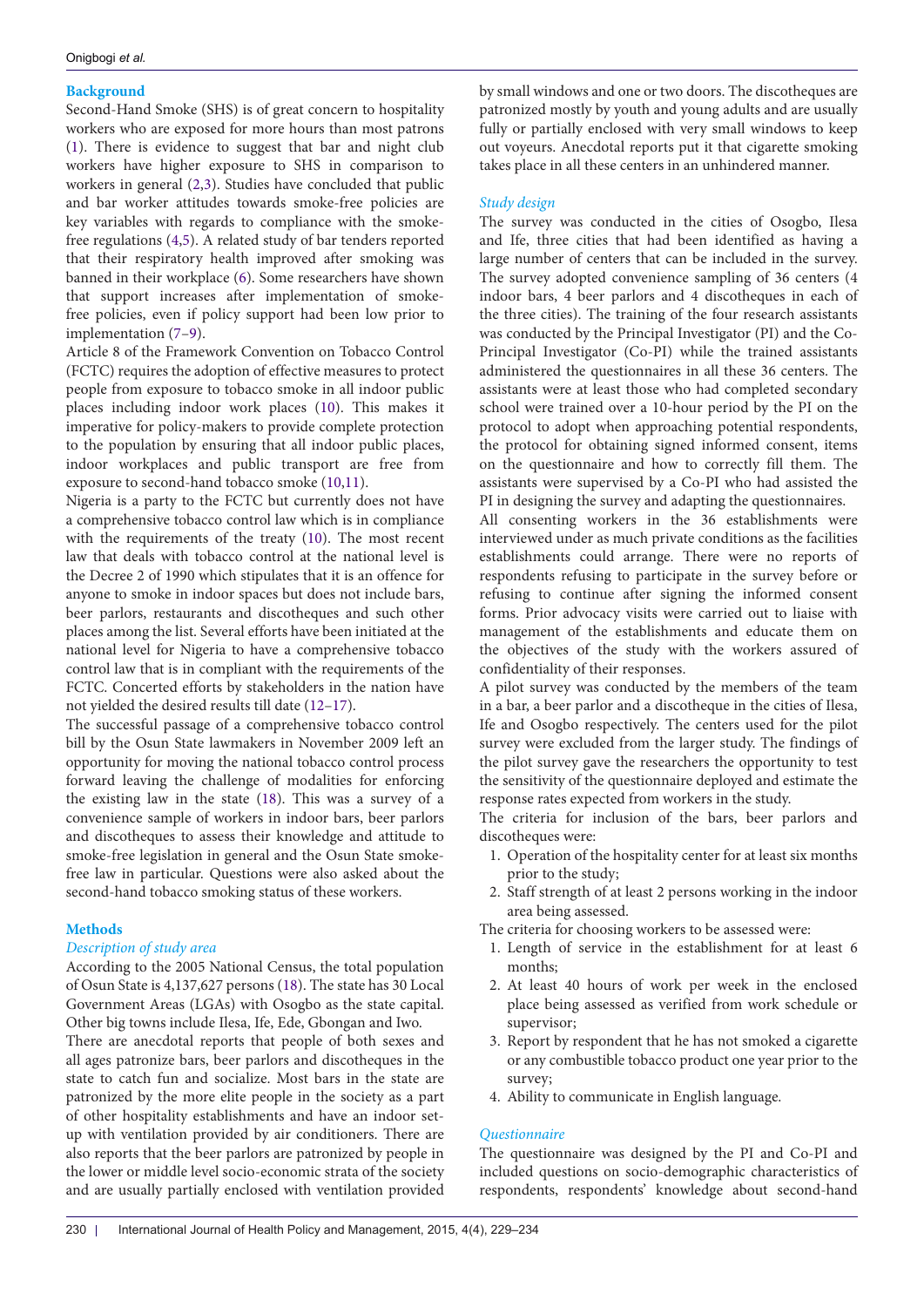### Background

Second-Hand Smoke (SHS) is of great concern to hospitality workers who are exposed for more hours than most patrons (1). There is evidence to suggest that bar and night club workers have higher exposure to SHS in comparison to workers in general (2,3). Studies have concluded that public and bar worker attitudes towards smoke-free policies are key variables with regards to compliance with the smoke-free regulations (4,5). A related study of bar tenders reported that their respiratory health improved after smoking was banned in their workplace (6). Some researchers have shown that support increases after implementation of smoke-free policies, even if policy support had been low prior to implementation (7–9).

Article 8 of the Framework Convention on Tobacco Control (FCTC) requires the adoption of effective measures to protect people from exposure to tobacco smoke in all indoor public places including indoor work places (10). This makes it imperative for policy-makers to provide complete protection to the population by ensuring that all indoor public places, indoor workplaces and public transport are free from exposure to second-hand tobacco smoke (10,11).

Nigeria is a party to the FCTC but currently does not have a comprehensive tobacco control law which is in compliance with the requirements of the treaty (10). The most recent law that deals with tobacco control at the national level is the Decree 2 of 1990 which stipulates that it is an offence for anyone to smoke in indoor spaces but does not include bars, beer parlors, restaurants and discotheques and such other places among the list. Several efforts have been initiated at the national level for Nigeria to have a comprehensive tobacco control law that is in compliant with the requirements of the FCTC. Concerted efforts by stakeholders in the nation have not yielded the desired results till date (12–17).

The successful passage of a comprehensive tobacco control bill by the Osun State lawmakers in November 2009 left an opportunity for moving the national tobacco control process forward leaving the challenge of modalities for enforcing the existing law in the state (18). This was a survey of a convenience sample of workers in indoor bars, beer parlors and discotheques to assess their knowledge and attitude to smoke-free legislation in general and the Osun State smoke-free law in particular. Questions were also asked about the second-hand tobacco smoking status of these workers.

### Methods

#### *Description of study area*

According to the 2005 National Census, the total population of Osun State is 4,137,627 persons (18). The state has 30 Local Government Areas (LGAs) with Osogbo as the state capital. Other big towns include Ilesa, Ife, Ede, Gbongan and Iwo.

There are anecdotal reports that people of both sexes and all ages patronize bars, beer parlors and discotheques in the state to catch fun and socialize. Most bars in the state are patronized by the more elite people in the society as a part of other hospitality establishments and have an indoor set-up with ventilation provided by air conditioners. There are also reports that the beer parlors are patronized by people in the lower or middle level socio-economic strata of the society and are usually partially enclosed with ventilation provided by small windows and one or two doors. The discotheques are patronized mostly by youth and young adults and are usually fully or partially enclosed with very small windows to keep out voyeurs. Anecdotal reports put it that cigarette smoking takes place in all these centers in an unhindered manner.

#### *Study design*

The survey was conducted in the cities of Osogbo, Ilesa and Ife, three cities that had been identified as having a large number of centers that can be included in the survey. The survey adopted convenience sampling of 36 centers (4 indoor bars, 4 beer parlors and 4 discotheques in each of the three cities). The training of the four research assistants was conducted by the Principal Investigator (PI) and the Co-Principal Investigator (Co-PI) while the trained assistants administered the questionnaires in all these 36 centers. The assistants were at least those who had completed secondary school were trained over a 10-hour period by the PI on the protocol to adopt when approaching potential respondents, the protocol for obtaining signed informed consent, items on the questionnaire and how to correctly fill them. The assistants were supervised by a Co-PI who had assisted the PI in designing the survey and adapting the questionnaires.

All consenting workers in the 36 establishments were interviewed under as much private conditions as the facilities establishments could arrange. There were no reports of respondents refusing to participate in the survey before or refusing to continue after signing the informed consent forms. Prior advocacy visits were carried out to liaise with management of the establishments and educate them on the objectives of the study with the workers assured of confidentiality of their responses.

A pilot survey was conducted by the members of the team in a bar, a beer parlor and a discotheque in the cities of Ilesa, Ife and Osogbo respectively. The centers used for the pilot survey were excluded from the larger study. The findings of the pilot survey gave the researchers the opportunity to test the sensitivity of the questionnaire deployed and estimate the response rates expected from workers in the study.

The criteria for inclusion of the bars, beer parlors and discotheques were:

1. Operation of the hospitality center for at least six months prior to the study;
2. Staff strength of at least 2 persons working in the indoor area being assessed.

The criteria for choosing workers to be assessed were:

1. Length of service in the establishment for at least 6 months;
2. At least 40 hours of work per week in the enclosed place being assessed as verified from work schedule or supervisor;
3. Report by respondent that he has not smoked a cigarette or any combustible tobacco product one year prior to the survey;
4. Ability to communicate in English language.

#### *Questionnaire*

The questionnaire was designed by the PI and Co-PI and included questions on socio-demographic characteristics of respondents, respondents' knowledge about second-hand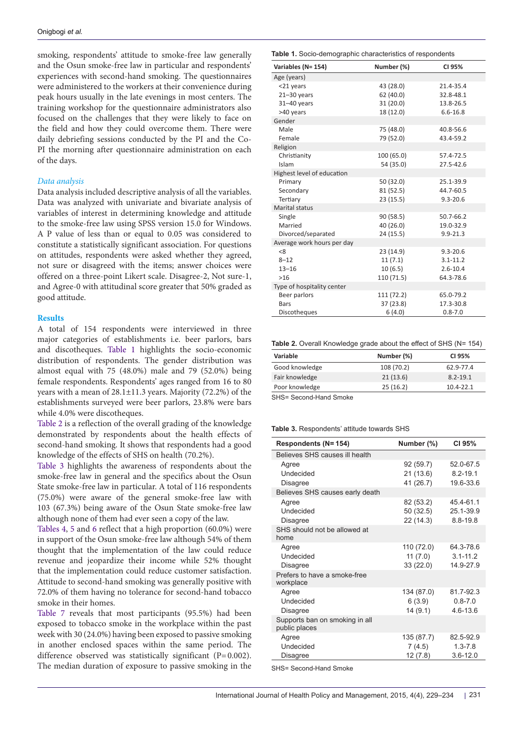smoking, respondents' attitude to smoke-free law generally and the Osun smoke-free law in particular and respondents' experiences with second-hand smoking. The questionnaires were administered to the workers at their convenience during peak hours usually in the late evenings in most centers. The training workshop for the questionnaire administrators also focused on the challenges that they were likely to face on the field and how they could overcome them. There were daily debriefing sessions conducted by the PI and the Co-PI the morning after questionnaire administration on each of the days.

### *Data analysis*

Data analysis included descriptive analysis of all the variables. Data was analyzed with univariate and bivariate analysis of variables of interest in determining knowledge and attitude to the smoke-free law using SPSS version 15.0 for Windows. A P value of less than or equal to 0.05 was considered to constitute a statistically significant association. For questions on attitudes, respondents were asked whether they agreed, not sure or disagreed with the items; answer choices were offered on a three-point Likert scale. Disagree-2, Not sure-1, and Agree-0 with attitudinal score greater that 50% graded as good attitude.

## Results

A total of 154 respondents were interviewed in three major categories of establishments i.e. beer parlors, bars and discotheques. Table 1 highlights the socio-economic distribution of respondents. The gender distribution was almost equal with 75 (48.0%) male and 79 (52.0%) being female respondents. Respondents' ages ranged from 16 to 80 years with a mean of 28.1±11.3 years. Majority (72.2%) of the establishments surveyed were beer parlors, 23.8% were bars while 4.0% were discotheques.

Table 2 is a reflection of the overall grading of the knowledge demonstrated by respondents about the health effects of second-hand smoking. It shows that respondents had a good knowledge of the effects of SHS on health (70.2%).

Table 3 highlights the awareness of respondents about the smoke-free law in general and the specifics about the Osun State smoke-free law in particular. A total of 116 respondents (75.0%) were aware of the general smoke-free law with 103 (67.3%) being aware of the Osun State smoke-free law although none of them had ever seen a copy of the law.

Tables 4, 5 and 6 reflect that a high proportion (60.0%) were in support of the Osun smoke-free law although 54% of them thought that the implementation of the law could reduce revenue and jeopardize their income while 52% thought that the implementation could reduce customer satisfaction. Attitude to second-hand smoking was generally positive with 72.0% of them having no tolerance for second-hand tobacco smoke in their homes.

Table 7 reveals that most participants (95.5%) had been exposed to tobacco smoke in the workplace within the past week with 30 (24.0%) having been exposed to passive smoking in another enclosed spaces within the same period. The difference observed was statistically significant (P=0.002). The median duration of exposure to passive smoking in the

**Table 1.** Socio-demographic characteristics of respondents

| Variables (N= 154) | Number (%) | CI 95% |
|---|---|---|
| Age (years) | | |
| <21 years | 43 (28.0) | 21.4-35.4 |
| 21–30 years | 62 (40.0) | 32.8-48.1 |
| 31–40 years | 31 (20.0) | 13.8-26.5 |
| >40 years | 18 (12.0) | 6.6-16.8 |
| Gender | | |
| Male | 75 (48.0) | 40.8-56.6 |
| Female | 79 (52.0) | 43.4-59.2 |
| Religion | | |
| Christianity | 100 (65.0) | 57.4-72.5 |
| Islam | 54 (35.0) | 27.5-42.6 |
| Highest level of education | | |
| Primary | 50 (32.0) | 25.1-39.9 |
| Secondary | 81 (52.5) | 44.7-60.5 |
| Tertiary | 23 (15.5) | 9.3-20.6 |
| Marital status | | |
| Single | 90 (58.5) | 50.7-66.2 |
| Married | 40 (26.0) | 19.0-32.9 |
| Divorced/separated | 24 (15.5) | 9.9-21.3 |
| Average work hours per day | | |
| <8 | 23 (14.9) | 9.3-20.6 |
| 8–12 | 11 (7.1) | 3.1-11.2 |
| 13–16 | 10 (6.5) | 2.6-10.4 |
| >16 | 110 (71.5) | 64.3-78.6 |
| Type of hospitality center | | |
| Beer parlors | 111 (72.2) | 65.0-79.2 |
| Bars | 37 (23.8) | 17.3-30.8 |
| Discotheques | 6 (4.0) | 0.8-7.0 |

**Table 2.** Overall Knowledge grade about the effect of SHS (N= 154)

| Variable | Number (%) | CI 95% |
|---|---|---|
| Good knowledge | 108 (70.2) | 62.9-77.4 |
| Fair knowledge | 21 (13.6) | 8.2-19.1 |
| Poor knowledge | 25 (16.2) | 10.4-22.1 |

SHS= Second-Hand Smoke

**Table 3.** Respondents' attitude towards SHS

| Respondents (N= 154) | Number (%) | CI 95% |
|---|---|---|
| Believes SHS causes ill health | | |
| Agree | 92 (59.7) | 52.0-67.5 |
| Undecided | 21 (13.6) | 8.2-19.1 |
| Disagree | 41 (26.7) | 19.6-33.6 |
| Believes SHS causes early death | | |
| Agree | 82 (53.2) | 45.4-61.1 |
| Undecided | 50 (32.5) | 25.1-39.9 |
| Disagree | 22 (14.3) | 8.8-19.8 |
| SHS should not be allowed at home | | |
| Agree | 110 (72.0) | 64.3-78.6 |
| Undecided | 11 (7.0) | 3.1-11.2 |
| Disagree | 33 (22.0) | 14.9-27.9 |
| Prefers to have a smoke-free workplace | | |
| Agree | 134 (87.0) | 81.7-92.3 |
| Undecided | 6 (3.9) | 0.8-7.0 |
| Disagree | 14 (9.1) | 4.6-13.6 |
| Supports ban on smoking in all public places | | |
| Agree | 135 (87.7) | 82.5-92.9 |
| Undecided | 7 (4.5) | 1.3-7.8 |
| Disagree | 12 (7.8) | 3.6-12.0 |

SHS= Second-Hand Smoke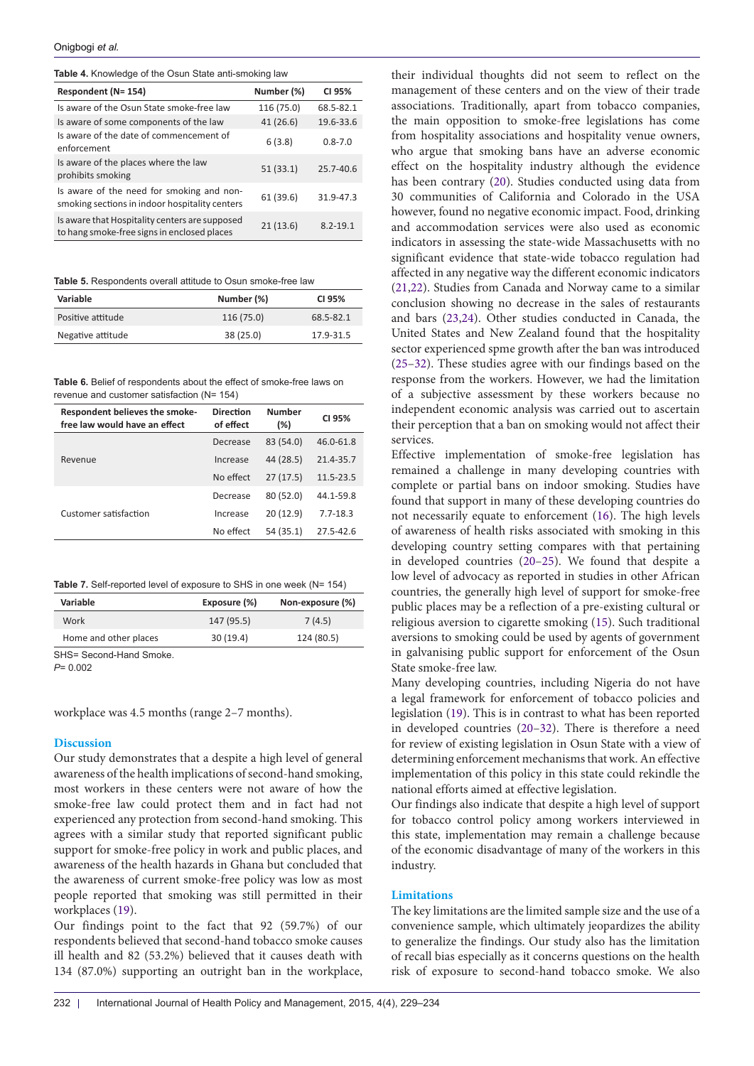**Table 4.** Knowledge of the Osun State anti-smoking law

| Respondent (N= 154) | Number (%) | CI 95% |
|---|---|---|
| Is aware of the Osun State smoke-free law | 116 (75.0) | 68.5-82.1 |
| Is aware of some components of the law | 41 (26.6) | 19.6-33.6 |
| Is aware of the date of commencement of enforcement | 6 (3.8) | 0.8-7.0 |
| Is aware of the places where the law prohibits smoking | 51 (33.1) | 25.7-40.6 |
| Is aware of the need for smoking and non-smoking sections in indoor hospitality centers | 61 (39.6) | 31.9-47.3 |
| Is aware that Hospitality centers are supposed to hang smoke-free signs in enclosed places | 21 (13.6) | 8.2-19.1 |

**Table 5.** Respondents overall attitude to Osun smoke-free law

| Variable | Number (%) | CI 95% |
|---|---|---|
| Positive attitude | 116 (75.0) | 68.5-82.1 |
| Negative attitude | 38 (25.0) | 17.9-31.5 |

**Table 6.** Belief of respondents about the effect of smoke-free laws on revenue and customer satisfaction (N= 154)

| Respondent believes the smoke-free law would have an effect | Direction of effect | Number (%) | CI 95% |
|---|---|---|---|
| Revenue | Decrease | 83 (54.0) | 46.0-61.8 |
| | Increase | 44 (28.5) | 21.4-35.7 |
| | No effect | 27 (17.5) | 11.5-23.5 |
| Customer satisfaction | Decrease | 80 (52.0) | 44.1-59.8 |
| | Increase | 20 (12.9) | 7.7-18.3 |
| | No effect | 54 (35.1) | 27.5-42.6 |

**Table 7.** Self-reported level of exposure to SHS in one week (N= 154)

| Variable | Exposure (%) | Non-exposure (%) |
|---|---|---|
| Work | 147 (95.5) | 7 (4.5) |
| Home and other places | 30 (19.4) | 124 (80.5) |

SHS= Second-Hand Smoke.
*P*= 0.002

workplace was 4.5 months (range 2–7 months).

## Discussion

Our study demonstrates that a despite a high level of general awareness of the health implications of second-hand smoking, most workers in these centers were not aware of how the smoke-free law could protect them and in fact had not experienced any protection from second-hand smoking. This agrees with a similar study that reported significant public support for smoke-free policy in work and public places, and awareness of the health hazards in Ghana but concluded that the awareness of current smoke-free policy was low as most people reported that smoking was still permitted in their workplaces (19).

Our findings point to the fact that 92 (59.7%) of our respondents believed that second-hand tobacco smoke causes ill health and 82 (53.2%) believed that it causes death with 134 (87.0%) supporting an outright ban in the workplace, their individual thoughts did not seem to reflect on the management of these centers and on the view of their trade associations. Traditionally, apart from tobacco companies, the main opposition to smoke-free legislations has come from hospitality associations and hospitality venue owners, who argue that smoking bans have an adverse economic effect on the hospitality industry although the evidence has been contrary (20). Studies conducted using data from 30 communities of California and Colorado in the USA however, found no negative economic impact. Food, drinking and accommodation services were also used as economic indicators in assessing the state-wide Massachusetts with no significant evidence that state-wide tobacco regulation had affected in any negative way the different economic indicators (21,22). Studies from Canada and Norway came to a similar conclusion showing no decrease in the sales of restaurants and bars (23,24). Other studies conducted in Canada, the United States and New Zealand found that the hospitality sector experienced spme growth after the ban was introduced (25–32). These studies agree with our findings based on the response from the workers. However, we had the limitation of a subjective assessment by these workers because no independent economic analysis was carried out to ascertain their perception that a ban on smoking would not affect their services.

Effective implementation of smoke-free legislation has remained a challenge in many developing countries with complete or partial bans on indoor smoking. Studies have found that support in many of these developing countries do not necessarily equate to enforcement (16). The high levels of awareness of health risks associated with smoking in this developing country setting compares with that pertaining in developed countries (20–25). We found that despite a low level of advocacy as reported in studies in other African countries, the generally high level of support for smoke-free public places may be a reflection of a pre-existing cultural or religious aversion to cigarette smoking (15). Such traditional aversions to smoking could be used by agents of government in galvanising public support for enforcement of the Osun State smoke-free law.

Many developing countries, including Nigeria do not have a legal framework for enforcement of tobacco policies and legislation (19). This is in contrast to what has been reported in developed countries (20–32). There is therefore a need for review of existing legislation in Osun State with a view of determining enforcement mechanisms that work. An effective implementation of this policy in this state could rekindle the national efforts aimed at effective legislation.

Our findings also indicate that despite a high level of support for tobacco control policy among workers interviewed in this state, implementation may remain a challenge because of the economic disadvantage of many of the workers in this industry.

## Limitations

The key limitations are the limited sample size and the use of a convenience sample, which ultimately jeopardizes the ability to generalize the findings. Our study also has the limitation of recall bias especially as it concerns questions on the health risk of exposure to second-hand tobacco smoke. We also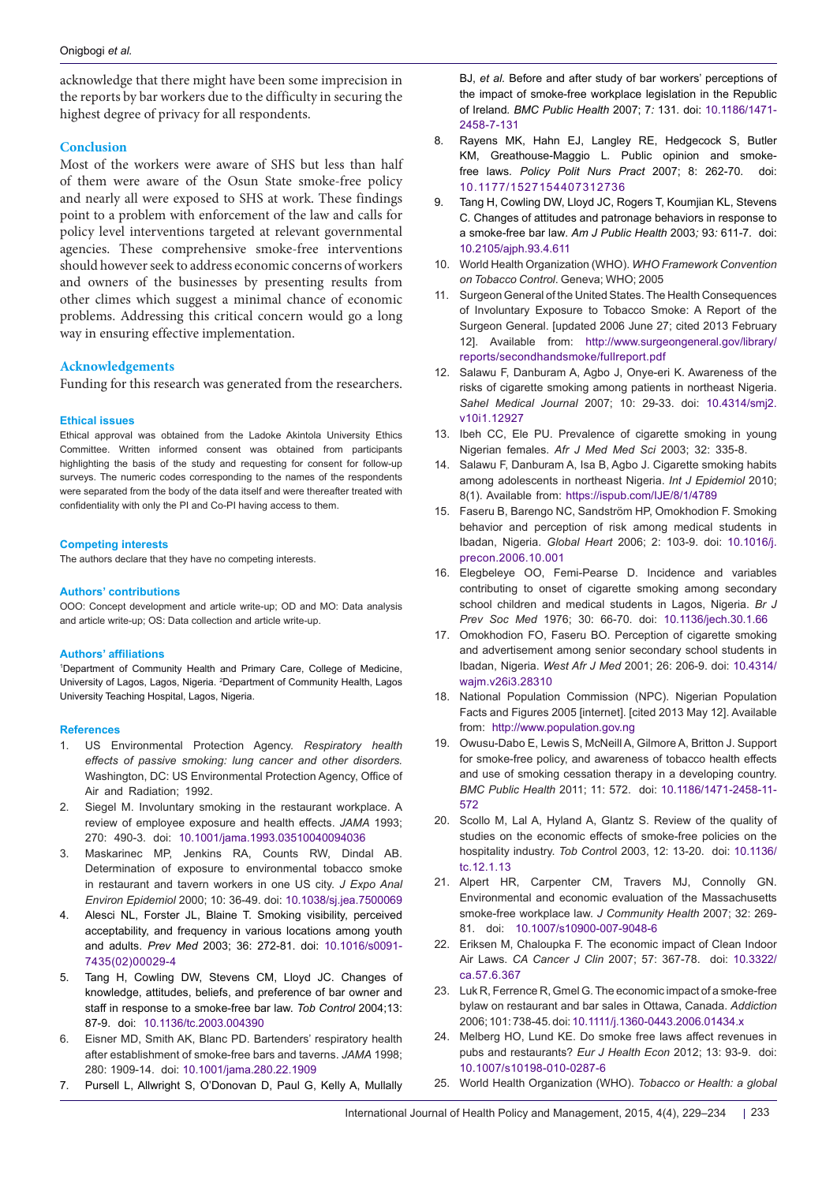acknowledge that there might have been some imprecision in the reports by bar workers due to the difficulty in securing the highest degree of privacy for all respondents.

## Conclusion

Most of the workers were aware of SHS but less than half of them were aware of the Osun State smoke-free policy and nearly all were exposed to SHS at work. These findings point to a problem with enforcement of the law and calls for policy level interventions targeted at relevant governmental agencies. These comprehensive smoke-free interventions should however seek to address economic concerns of workers and owners of the businesses by presenting results from other climes which suggest a minimal chance of economic problems. Addressing this critical concern would go a long way in ensuring effective implementation.

## Acknowledgements

Funding for this research was generated from the researchers.

### Ethical issues

Ethical approval was obtained from the Ladoke Akintola University Ethics Committee. Written informed consent was obtained from participants highlighting the basis of the study and requesting for consent for follow-up surveys. The numeric codes corresponding to the names of the respondents were separated from the body of the data itself and were thereafter treated with confidentiality with only the PI and Co-PI having access to them.

### Competing interests

The authors declare that they have no competing interests.

### Authors' contributions

OOO: Concept development and article write-up; OD and MO: Data analysis and article write-up; OS: Data collection and article write-up.

### Authors' affiliations

[1]Department of Community Health and Primary Care, College of Medicine, University of Lagos, Lagos, Nigeria. [2]Department of Community Health, Lagos University Teaching Hospital, Lagos, Nigeria.

### References

1. US Environmental Protection Agency. *Respiratory health effects of passive smoking: lung cancer and other disorders.* Washington, DC: US Environmental Protection Agency, Office of Air and Radiation; 1992.
2. Siegel M. Involuntary smoking in the restaurant workplace. A review of employee exposure and health effects. *JAMA* 1993; 270: 490-3. doi: 10.1001/jama.1993.03510040094036
3. Maskarinec MP, Jenkins RA, Counts RW, Dindal AB. Determination of exposure to environmental tobacco smoke in restaurant and tavern workers in one US city. *J Expo Anal Environ Epidemiol* 2000; 10: 36-49. doi: 10.1038/sj.jea.7500069
4. Alesci NL, Forster JL, Blaine T. Smoking visibility, perceived acceptability, and frequency in various locations among youth and adults. *Prev Med* 2003; 36: 272-81. doi: 10.1016/s0091-7435(02)00029-4
5. Tang H, Cowling DW, Stevens CM, Lloyd JC. Changes of knowledge, attitudes, beliefs, and preference of bar owner and staff in response to a smoke-free bar law. *Tob Control* 2004;13: 87-9. doi: 10.1136/tc.2003.004390
6. Eisner MD, Smith AK, Blanc PD. Bartenders' respiratory health after establishment of smoke-free bars and taverns. *JAMA* 1998; 280: 1909-14. doi: 10.1001/jama.280.22.1909
7. Pursell L, Allwright S, O'Donovan D, Paul G, Kelly A, Mullally BJ, *et al.* Before and after study of bar workers' perceptions of the impact of smoke-free workplace legislation in the Republic of Ireland. *BMC Public Health* 2007; 7: 131. doi: 10.1186/1471-2458-7-131
8. Rayens MK, Hahn EJ, Langley RE, Hedgecock S, Butler KM, Greathouse-Maggio L. Public opinion and smoke-free laws. *Policy Polit Nurs Pract* 2007; 8: 262-70. doi: 10.1177/1527154407312736
9. Tang H, Cowling DW, Lloyd JC, Rogers T, Koumjian KL, Stevens C. Changes of attitudes and patronage behaviors in response to a smoke-free bar law. *Am J Public Health* 2003; 93: 611-7. doi: 10.2105/ajph.93.4.611
10. World Health Organization (WHO). *WHO Framework Convention on Tobacco Control*. Geneva; WHO; 2005
11. Surgeon General of the United States. The Health Consequences of Involuntary Exposure to Tobacco Smoke: A Report of the Surgeon General. [updated 2006 June 27; cited 2013 February 12]. Available from: http://www.surgeongeneral.gov/library/reports/secondhandsmoke/fullreport.pdf
12. Salawu F, Danburam A, Agbo J, Onye-eri K. Awareness of the risks of cigarette smoking among patients in northeast Nigeria. *Sahel Medical Journal* 2007; 10: 29-33. doi: 10.4314/smj2.v10i1.12927
13. Ibeh CC, Ele PU. Prevalence of cigarette smoking in young Nigerian females. *Afr J Med Med Sci* 2003; 32: 335-8.
14. Salawu F, Danburam A, Isa B, Agbo J. Cigarette smoking habits among adolescents in northeast Nigeria. *Int J Epidemiol* 2010; 8(1). Available from: https://ispub.com/IJE/8/1/4789
15. Faseru B, Barengo NC, Sandström HP, Omokhodion F. Smoking behavior and perception of risk among medical students in Ibadan, Nigeria. *Global Heart* 2006; 2: 103-9. doi: 10.1016/j.precon.2006.10.001
16. Elegbeleye OO, Femi-Pearse D. Incidence and variables contributing to onset of cigarette smoking among secondary school children and medical students in Lagos, Nigeria. *Br J Prev Soc Med* 1976; 30: 66-70. doi: 10.1136/jech.30.1.66
17. Omokhodion FO, Faseru BO. Perception of cigarette smoking and advertisement among senior secondary school students in Ibadan, Nigeria. *West Afr J Med* 2001; 26: 206-9. doi: 10.4314/wajm.v26i3.28310
18. National Population Commission (NPC). Nigerian Population Facts and Figures 2005 [internet]. [cited 2013 May 12]. Available from: http://www.population.gov.ng
19. Owusu-Dabo E, Lewis S, McNeill A, Gilmore A, Britton J. Support for smoke-free policy, and awareness of tobacco health effects and use of smoking cessation therapy in a developing country. *BMC Public Health* 2011; 11: 572. doi: 10.1186/1471-2458-11-572
20. Scollo M, Lal A, Hyland A, Glantz S. Review of the quality of studies on the economic effects of smoke-free policies on the hospitality industry. *Tob Control* 2003, 12: 13-20. doi: 10.1136/tc.12.1.13
21. Alpert HR, Carpenter CM, Travers MJ, Connolly GN. Environmental and economic evaluation of the Massachusetts smoke-free workplace law. *J Community Health* 2007; 32: 269-81. doi: 10.1007/s10900-007-9048-6
22. Eriksen M, Chaloupka F. The economic impact of Clean Indoor Air Laws. *CA Cancer J Clin* 2007; 57: 367-78. doi: 10.3322/ca.57.6.367
23. Luk R, Ferrence R, Gmel G. The economic impact of a smoke-free bylaw on restaurant and bar sales in Ottawa, Canada. *Addiction* 2006; 101: 738-45. doi: 10.1111/j.1360-0443.2006.01434.x
24. Melberg HO, Lund KE. Do smoke free laws affect revenues in pubs and restaurants? *Eur J Health Econ* 2012; 13: 93-9. doi: 10.1007/s10198-010-0287-6
25. World Health Organization (WHO). *Tobacco or Health: a global*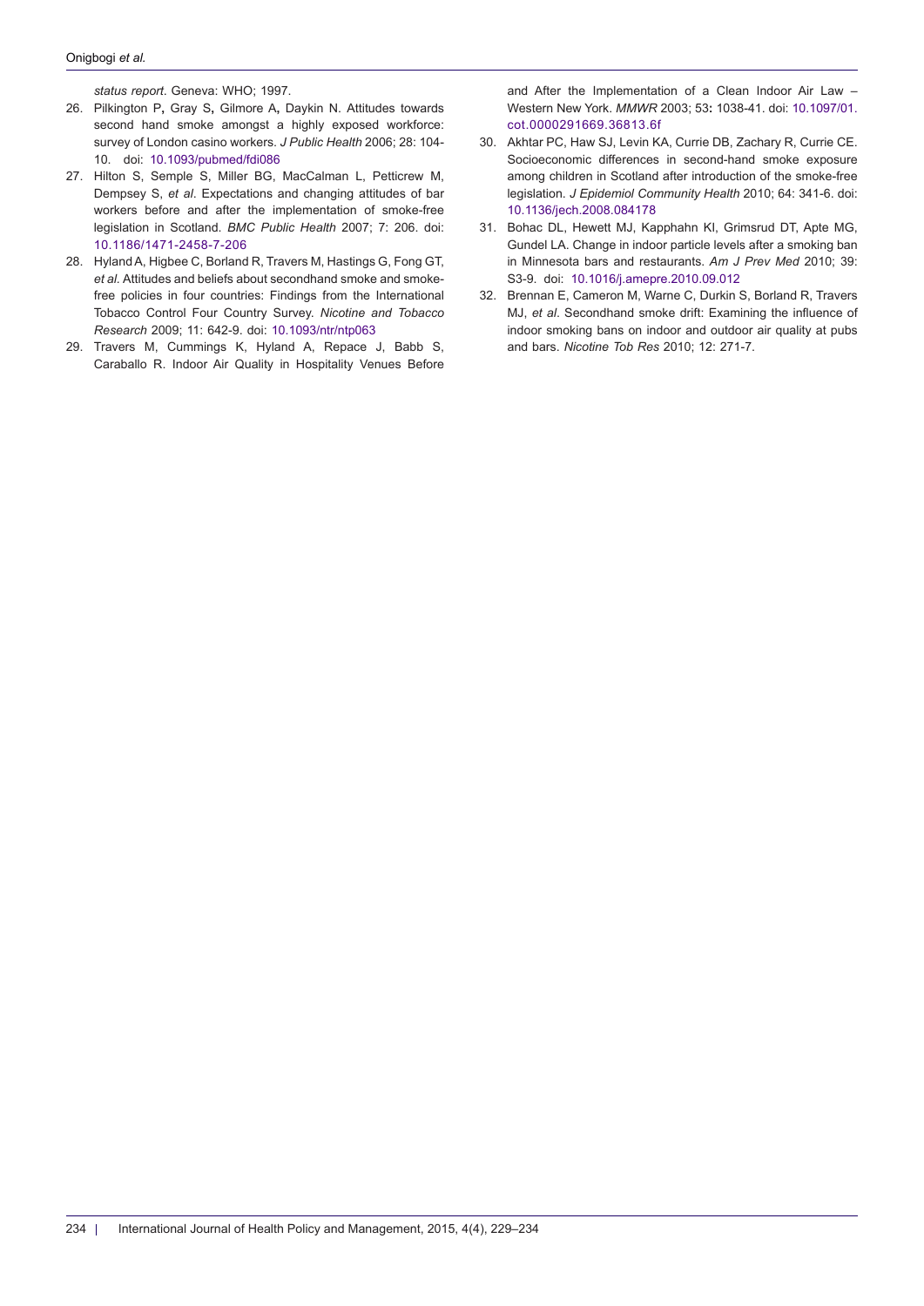*status report*. Geneva: WHO; 1997.

26. Pilkington P**,** Gray S**,** Gilmore A**,** Daykin N. Attitudes towards second hand smoke amongst a highly exposed workforce: survey of London casino workers. *J Public Health* 2006; 28: 104-10. doi: 10.1093/pubmed/fdi086
27. Hilton S, Semple S, Miller BG, MacCalman L, Petticrew M, Dempsey S, *et al*. Expectations and changing attitudes of bar workers before and after the implementation of smoke-free legislation in Scotland. *BMC Public Health* 2007; 7: 206. doi: 10.1186/1471-2458-7-206
28. Hyland A, Higbee C, Borland R, Travers M, Hastings G, Fong GT, *et al.* Attitudes and beliefs about secondhand smoke and smoke-free policies in four countries: Findings from the International Tobacco Control Four Country Survey. *Nicotine and Tobacco Research* 2009; 11: 642-9. doi: 10.1093/ntr/ntp063
29. Travers M, Cummings K, Hyland A, Repace J, Babb S, Caraballo R. Indoor Air Quality in Hospitality Venues Before and After the Implementation of a Clean Indoor Air Law – Western New York. *MMWR* 2003; 53**:** 1038-41. doi: 10.1097/01.cot.0000291669.36813.6f
30. Akhtar PC, Haw SJ, Levin KA, Currie DB, Zachary R, Currie CE. Socioeconomic differences in second-hand smoke exposure among children in Scotland after introduction of the smoke-free legislation. *J Epidemiol Community Health* 2010; 64: 341-6. doi: 10.1136/jech.2008.084178
31. Bohac DL, Hewett MJ, Kapphahn KI, Grimsrud DT, Apte MG, Gundel LA. Change in indoor particle levels after a smoking ban in Minnesota bars and restaurants. *Am J Prev Med* 2010; 39: S3-9. doi: 10.1016/j.amepre.2010.09.012
32. Brennan E, Cameron M, Warne C, Durkin S, Borland R, Travers MJ, *et al*. Secondhand smoke drift: Examining the influence of indoor smoking bans on indoor and outdoor air quality at pubs and bars. *Nicotine Tob Res* 2010; 12: 271-7.